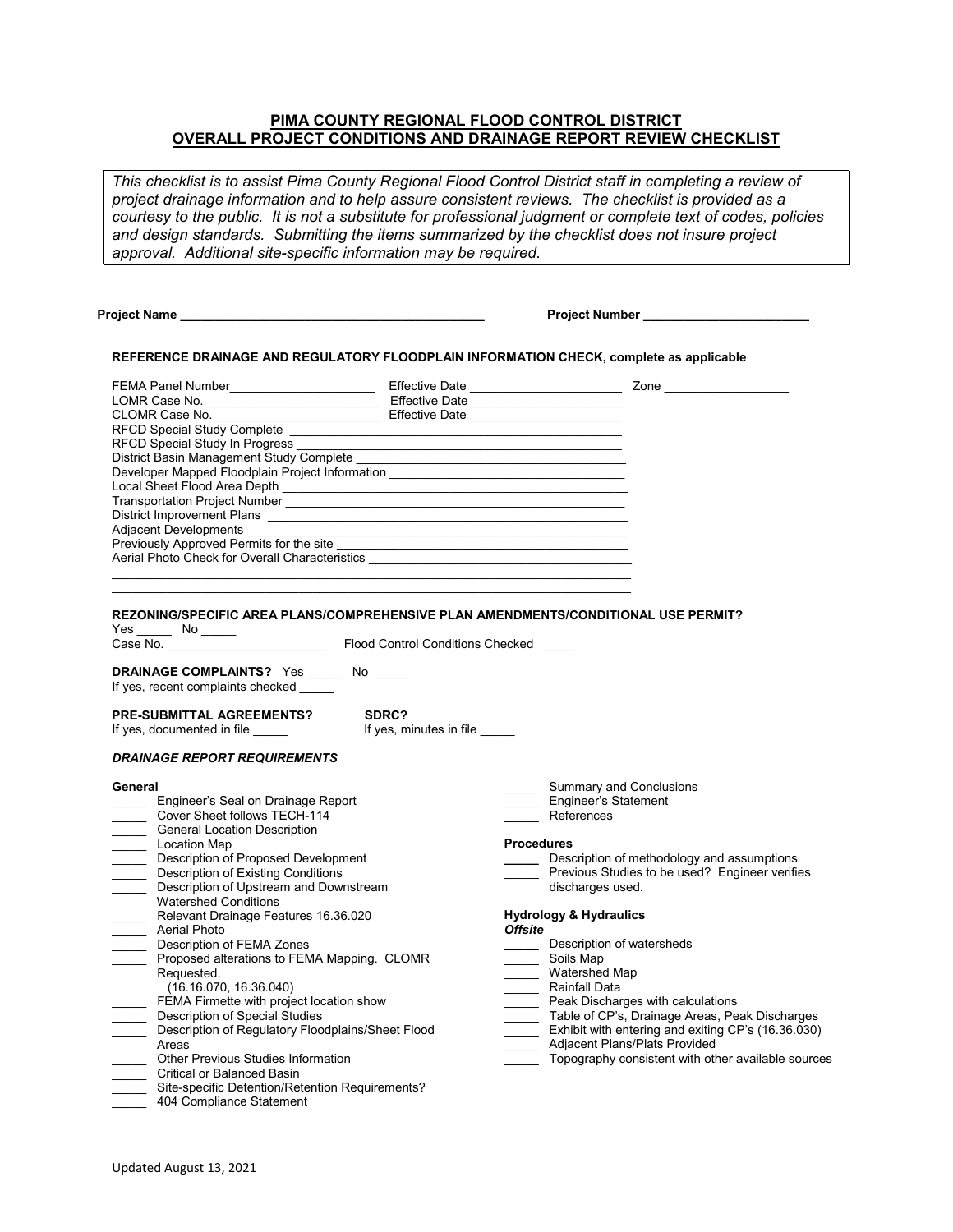**PIMA COUNTY REGIONAL FLOOD CONTROL DISTRICT**
**OVERALL PROJECT CONDITIONS AND DRAINAGE REPORT REVIEW CHECKLIST**

> *This checklist is to assist Pima County Regional Flood Control District staff in completing a review of project drainage information and to help assure consistent reviews. The checklist is provided as a courtesy to the public. It is not a substitute for professional judgment or complete text of codes, policies and design standards. Submitting the items summarized by the checklist does not insure project approval. Additional site-specific information may be required.*

**Project Name** ___________________________________________ **Project Number** _______________________

**REFERENCE DRAINAGE AND REGULATORY FLOODPLAIN INFORMATION CHECK, complete as applicable**

FEMA Panel Number_____________________ Effective Date _____________________ Zone __________________
LOMR Case No. _________________________ Effective Date _____________________
CLOMR Case No. ________________________ Effective Date _____________________
RFCD Special Study Complete _____________________________________________
RFCD Special Study In Progress ____________________________________________
District Basin Management Study Complete __________________________________
Developer Mapped Floodplain Project Information _____________________________
Local Sheet Flood Area Depth _____________________________________________
Transportation Project Number ____________________________________________
District Improvement Plans _______________________________________________
Adjacent Developments __________________________________________________
Previously Approved Permits for the site ____________________________________
Aerial Photo Check for Overall Characteristics _________________________________

__________________________________________________________________________
__________________________________________________________________________

**REZONING/SPECIFIC AREA PLANS/COMPREHENSIVE PLAN AMENDMENTS/CONDITIONAL USE PERMIT?**
Yes _____ No _____
Case No. _______________________ Flood Control Conditions Checked _____

**DRAINAGE COMPLAINTS?** Yes _____ No _____
If yes, recent complaints checked _____

**PRE-SUBMITTAL AGREEMENTS?** If yes, documented in file _____

**SDRC?** If yes, minutes in file _____

***DRAINAGE REPORT REQUIREMENTS***

**General**

_____ Engineer's Seal on Drainage Report
_____ Cover Sheet follows TECH-114
_____ General Location Description
_____ Location Map
_____ Description of Proposed Development
_____ Description of Existing Conditions
_____ Description of Upstream and Downstream Watershed Conditions
_____ Relevant Drainage Features 16.36.020
_____ Aerial Photo
_____ Description of FEMA Zones
_____ Proposed alterations to FEMA Mapping. CLOMR Requested. (16.16.070, 16.36.040)
_____ FEMA Firmette with project location show
_____ Description of Special Studies
_____ Description of Regulatory Floodplains/Sheet Flood Areas
_____ Other Previous Studies Information
_____ Critical or Balanced Basin
_____ Site-specific Detention/Retention Requirements?
_____ 404 Compliance Statement
_____ Summary and Conclusions
_____ Engineer's Statement
_____ References

**Procedures**

_____ Description of methodology and assumptions
_____ Previous Studies to be used? Engineer verifies discharges used.

**Hydrology & Hydraulics**

***Offsite***

_____ Description of watersheds
_____ Soils Map
_____ Watershed Map
_____ Rainfall Data
_____ Peak Discharges with calculations
_____ Table of CP's, Drainage Areas, Peak Discharges
_____ Exhibit with entering and exiting CP's (16.36.030)
_____ Adjacent Plans/Plats Provided
_____ Topography consistent with other available sources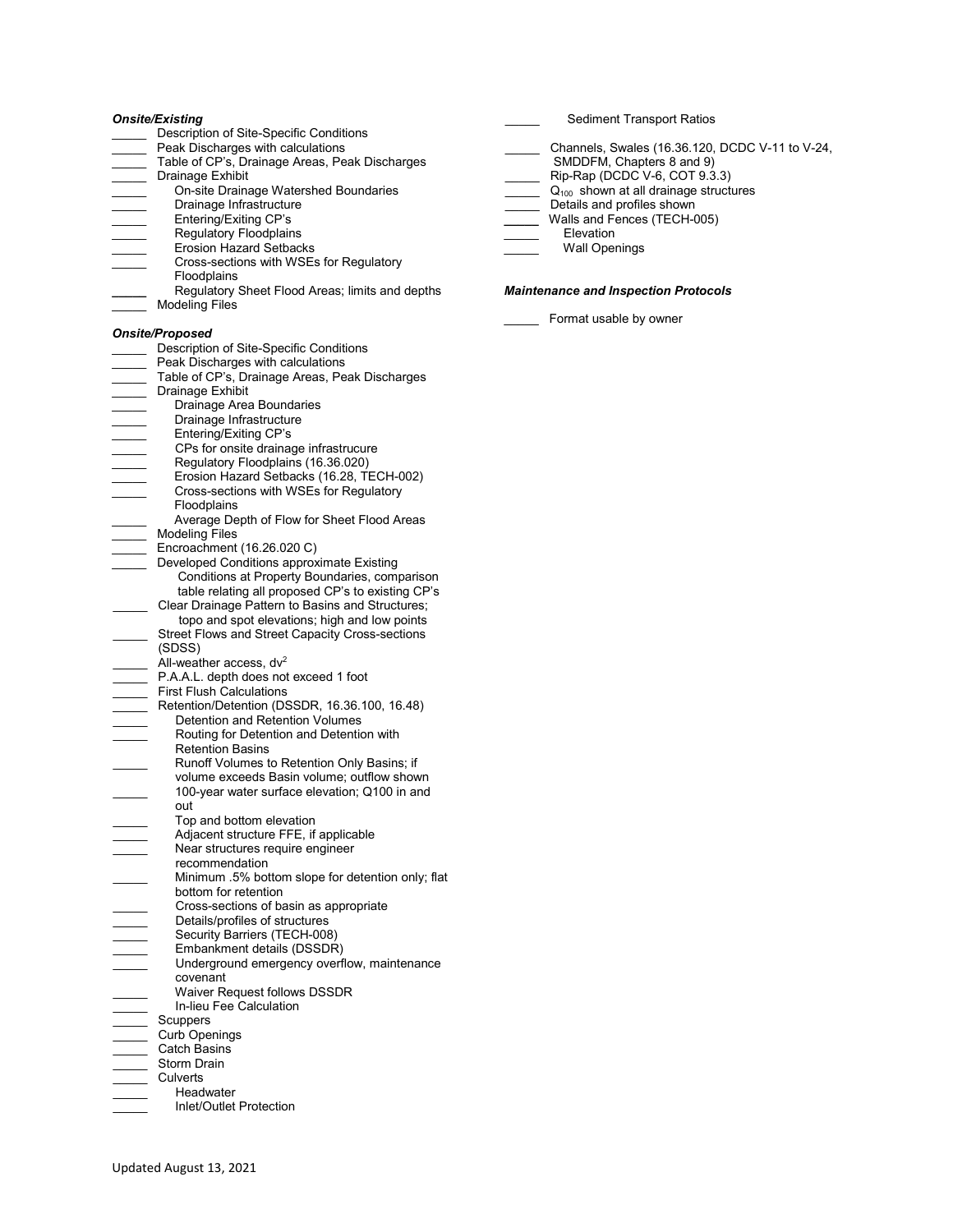***Onsite/Existing***

- _____ Description of Site-Specific Conditions
- _____ Peak Discharges with calculations
- _____ Table of CP's, Drainage Areas, Peak Discharges
- _____ Drainage Exhibit
  - _____ On-site Drainage Watershed Boundaries
  - _____ Drainage Infrastructure
  - _____ Entering/Exiting CP's
  - _____ Regulatory Floodplains
  - _____ Erosion Hazard Setbacks
  - _____ Cross-sections with WSEs for Regulatory Floodplains
  - _____ Regulatory Sheet Flood Areas; limits and depths
- _____ Modeling Files

***Onsite/Proposed***

- _____ Description of Site-Specific Conditions
- _____ Peak Discharges with calculations
- _____ Table of CP's, Drainage Areas, Peak Discharges
- _____ Drainage Exhibit
  - _____ Drainage Area Boundaries
  - _____ Drainage Infrastructure
  - _____ Entering/Exiting CP's
  - _____ CPs for onsite drainage infrastrucure
  - _____ Regulatory Floodplains (16.36.020)
  - _____ Erosion Hazard Setbacks (16.28, TECH-002)
  - _____ Cross-sections with WSEs for Regulatory Floodplains
  - _____ Average Depth of Flow for Sheet Flood Areas
- _____ Modeling Files
- _____ Encroachment (16.26.020 C)
- _____ Developed Conditions approximate Existing Conditions at Property Boundaries, comparison table relating all proposed CP's to existing CP's
- _____ Clear Drainage Pattern to Basins and Structures; topo and spot elevations; high and low points
- _____ Street Flows and Street Capacity Cross-sections (SDSS)
- _____ All-weather access, $dv^2$
- _____ P.A.A.L. depth does not exceed 1 foot
- _____ First Flush Calculations
- _____ Retention/Detention (DSSDR, 16.36.100, 16.48)
  - _____ Detention and Retention Volumes
  - _____ Routing for Detention and Detention with Retention Basins
  - _____ Runoff Volumes to Retention Only Basins; if volume exceeds Basin volume; outflow shown
  - _____ 100-year water surface elevation; Q100 in and out
  - _____ Top and bottom elevation
  - _____ Adjacent structure FFE, if applicable
  - _____ Near structures require engineer recommendation
  - _____ Minimum .5% bottom slope for detention only; flat bottom for retention
  - _____ Cross-sections of basin as appropriate
  - _____ Details/profiles of structures
  - _____ Security Barriers (TECH-008)
  - _____ Embankment details (DSSDR)
  - _____ Underground emergency overflow, maintenance covenant
  - _____ Waiver Request follows DSSDR
  - _____ In-lieu Fee Calculation
- _____ Scuppers
- _____ Curb Openings
- _____ Catch Basins
- _____ Storm Drain
- _____ Culverts
  - _____ Headwater
  - _____ Inlet/Outlet Protection
  - _____ Sediment Transport Ratios
- _____ Channels, Swales (16.36.120, DCDC V-11 to V-24, SMDDFM, Chapters 8 and 9)
- _____ Rip-Rap (DCDC V-6, COT 9.3.3)
- _____ $Q_{100}$ shown at all drainage structures
- _____ Details and profiles shown
- _____ Walls and Fences (TECH-005)
  - _____ Elevation
  - _____ Wall Openings

***Maintenance and Inspection Protocols***

- _____ Format usable by owner

Updated August 13, 2021